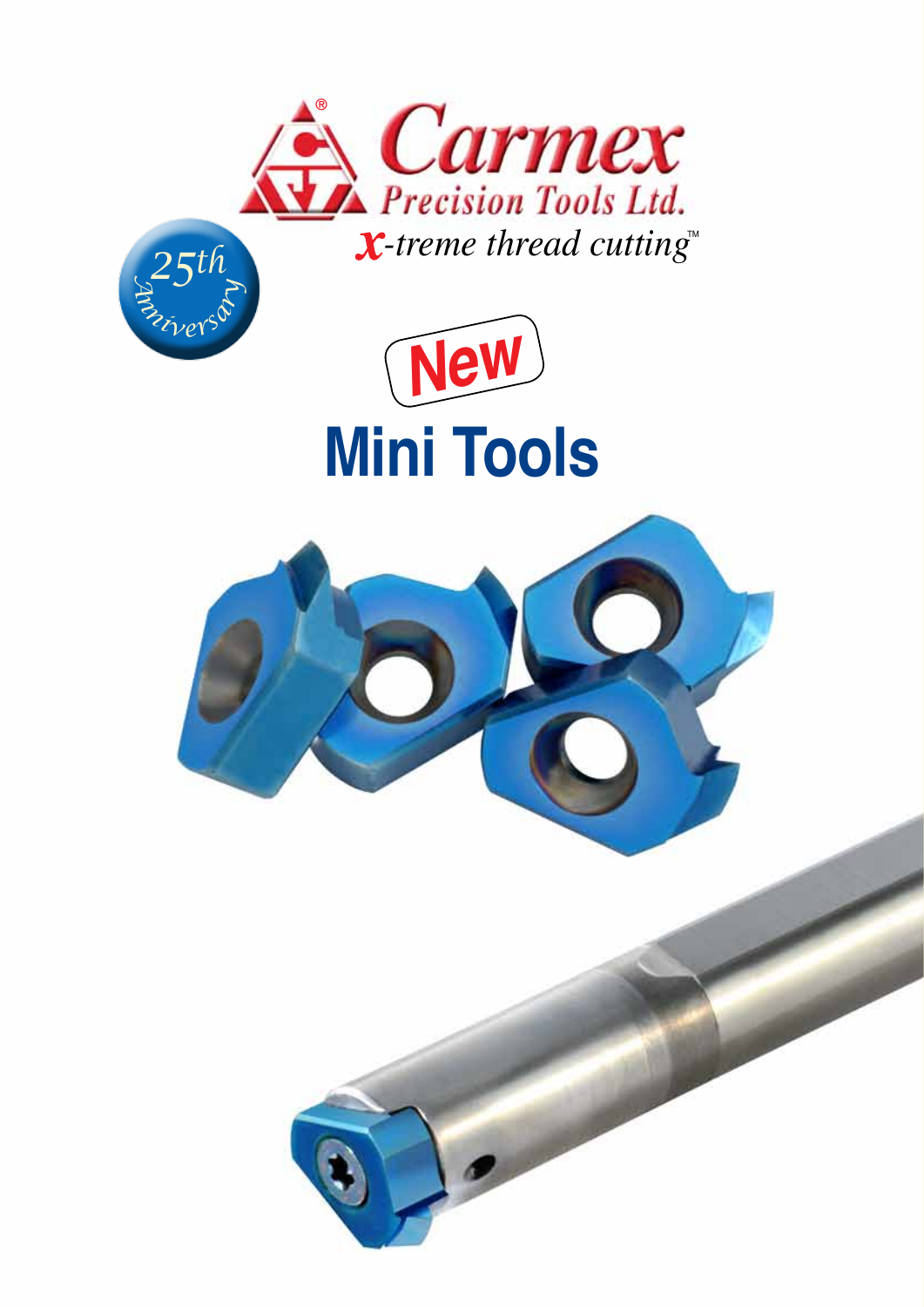Carmex®

Precision Tools Ltd.

*x-treme thread cutting*™

25th Anniversary

**New**

# Mini Tools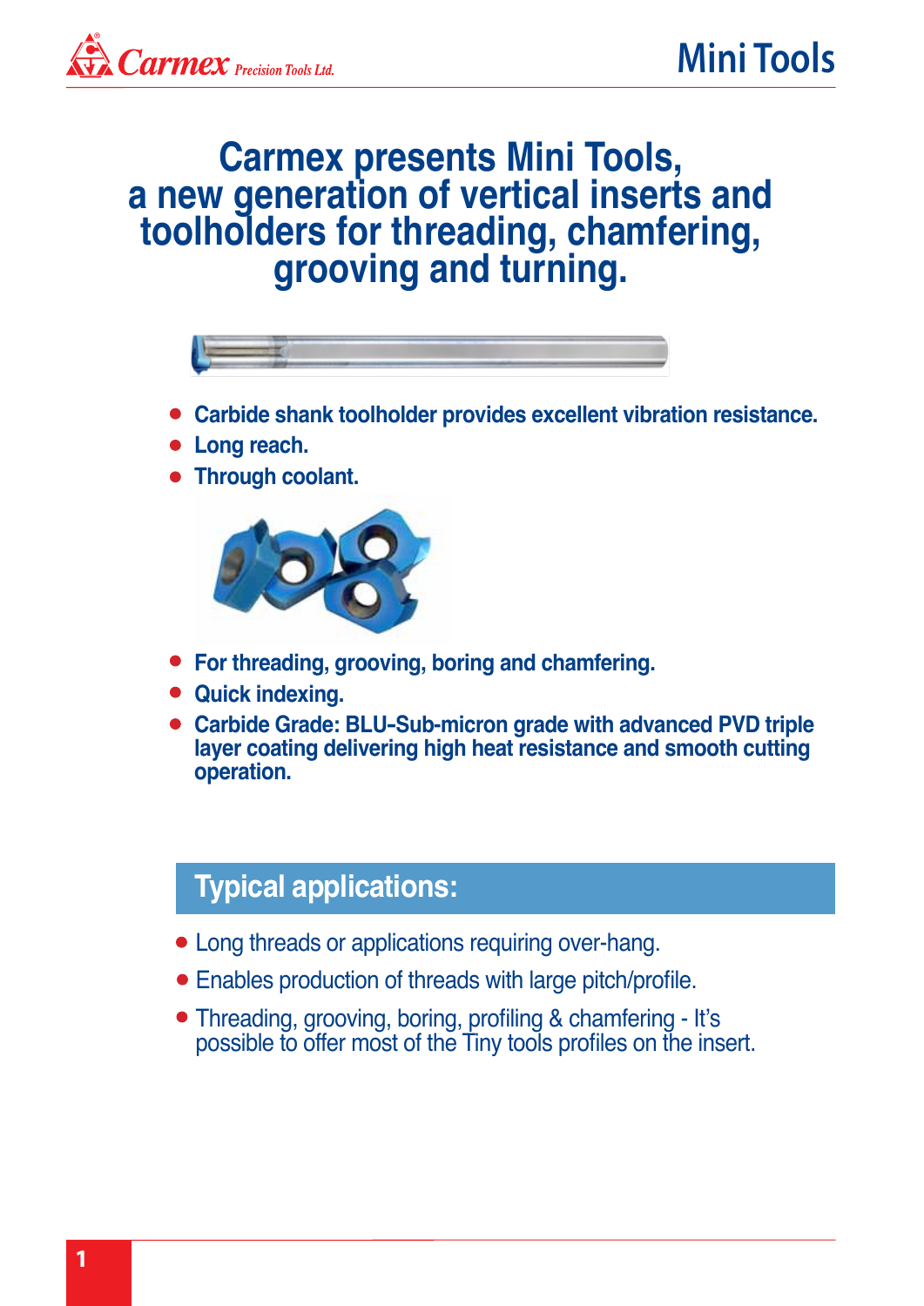# Carmex presents Mini Tools, a new generation of vertical inserts and toolholders for threading, chamfering, grooving and turning.

- **Carbide shank toolholder provides excellent vibration resistance.**
- **Long reach.**
- **Through coolant.**

- **For threading, grooving, boring and chamfering.**
- **Quick indexing.**
- **Carbide Grade: BLU-Sub-micron grade with advanced PVD triple layer coating delivering high heat resistance and smooth cutting operation.**

## Typical applications:

- Long threads or applications requiring over-hang.
- Enables production of threads with large pitch/profile.
- Threading, grooving, boring, profiling & chamfering - It's possible to offer most of the Tiny tools profiles on the insert.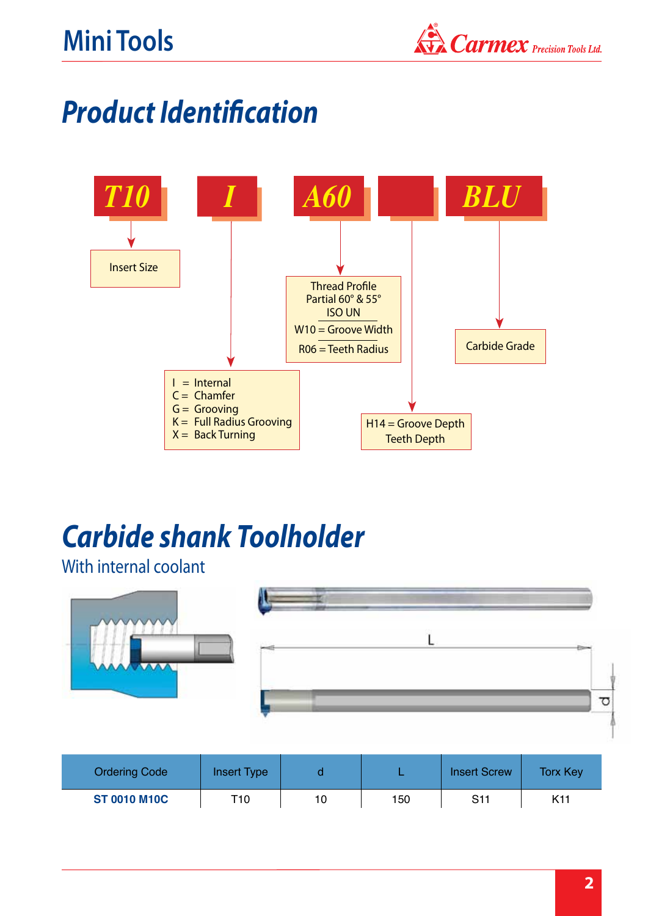# Product Identification

**T10** — Insert Size

**I** — 
- I = Internal
- C = Chamfer
- G = Grooving
- K = Full Radius Grooving
- X = Back Turning

**A60** — Thread Profile Partial 60° & 55° ISO UN
- W10 = Groove Width
- R06 = Teeth Radius

(blank) — H14 = Groove Depth Teeth Depth

**BLU** — Carbide Grade

# Carbide shank Toolholder

With internal coolant

| Ordering Code | Insert Type | d | L | Insert Screw | Torx Key |
|---|---|---|---|---|---|
| **ST 0010 M10C** | T10 | 10 | 150 | S11 | K11 |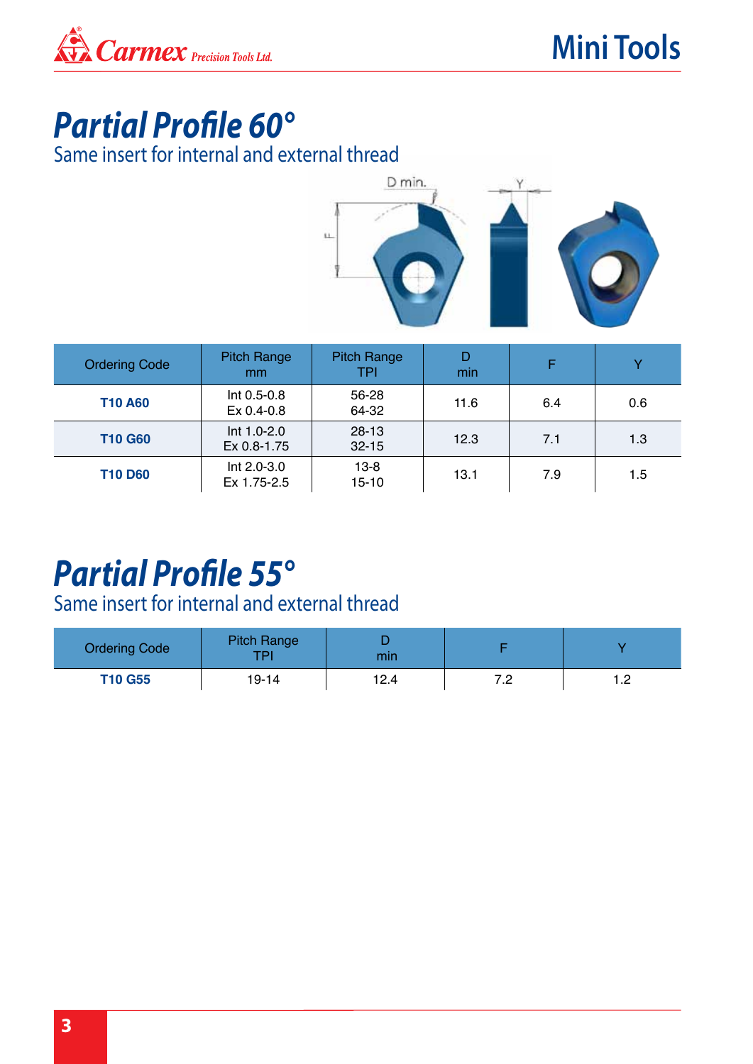# Partial Profile 60°

Same insert for internal and external thread

| Ordering Code | Pitch Range mm | Pitch Range TPI | D min | F | Y |
|---|---|---|---|---|---|
| **T10 A60** | Int 0.5-0.8<br>Ex 0.4-0.8 | 56-28<br>64-32 | 11.6 | 6.4 | 0.6 |
| **T10 G60** | Int 1.0-2.0<br>Ex 0.8-1.75 | 28-13<br>32-15 | 12.3 | 7.1 | 1.3 |
| **T10 D60** | Int 2.0-3.0<br>Ex 1.75-2.5 | 13-8<br>15-10 | 13.1 | 7.9 | 1.5 |

# Partial Profile 55°

Same insert for internal and external thread

| Ordering Code | Pitch Range TPI | D min | F | Y |
|---|---|---|---|---|
| **T10 G55** | 19-14 | 12.4 | 7.2 | 1.2 |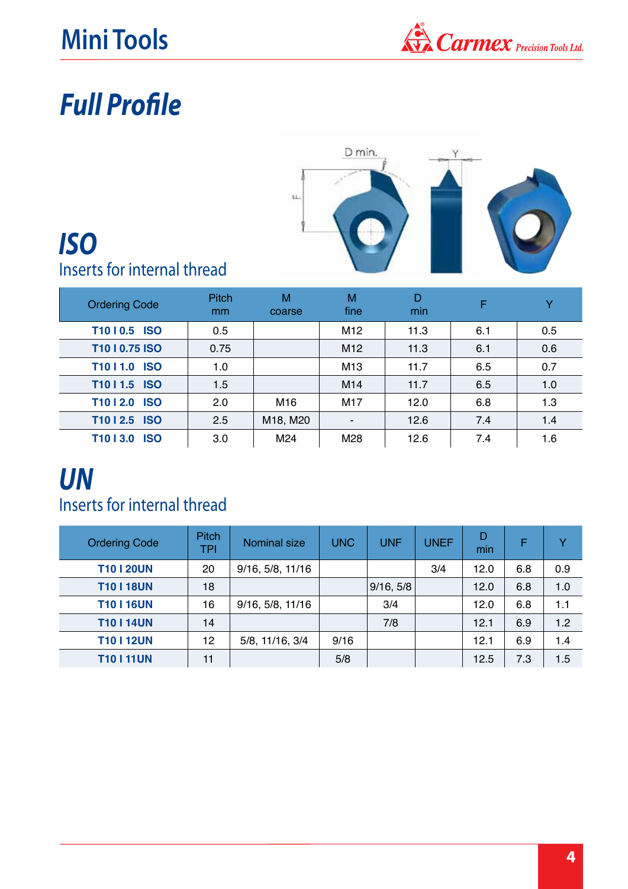# Mini Tools

## Full Profile

## ISO
Inserts for internal thread

| Ordering Code | Pitch mm | M coarse | M fine | D min | F | Y |
|---|---|---|---|---|---|---|
| T10 I 0.5 ISO | 0.5 | | M12 | 11.3 | 6.1 | 0.5 |
| T10 I 0.75 ISO | 0.75 | | M12 | 11.3 | 6.1 | 0.6 |
| T10 I 1.0 ISO | 1.0 | | M13 | 11.7 | 6.5 | 0.7 |
| T10 I 1.5 ISO | 1.5 | | M14 | 11.7 | 6.5 | 1.0 |
| T10 I 2.0 ISO | 2.0 | M16 | M17 | 12.0 | 6.8 | 1.3 |
| T10 I 2.5 ISO | 2.5 | M18, M20 | - | 12.6 | 7.4 | 1.4 |
| T10 I 3.0 ISO | 3.0 | M24 | M28 | 12.6 | 7.4 | 1.6 |

## UN
Inserts for internal thread

| Ordering Code | Pitch TPI | Nominal size | UNC | UNF | UNEF | D min | F | Y |
|---|---|---|---|---|---|---|---|---|
| T10 I 20UN | 20 | 9/16, 5/8, 11/16 | | | 3/4 | 12.0 | 6.8 | 0.9 |
| T10 I 18UN | 18 | | | 9/16, 5/8 | | 12.0 | 6.8 | 1.0 |
| T10 I 16UN | 16 | 9/16, 5/8, 11/16 | | 3/4 | | 12.0 | 6.8 | 1.1 |
| T10 I 14UN | 14 | | | 7/8 | | 12.1 | 6.9 | 1.2 |
| T10 I 12UN | 12 | 5/8, 11/16, 3/4 | 9/16 | | | 12.1 | 6.9 | 1.4 |
| T10 I 11UN | 11 | | 5/8 | | | 12.5 | 7.3 | 1.5 |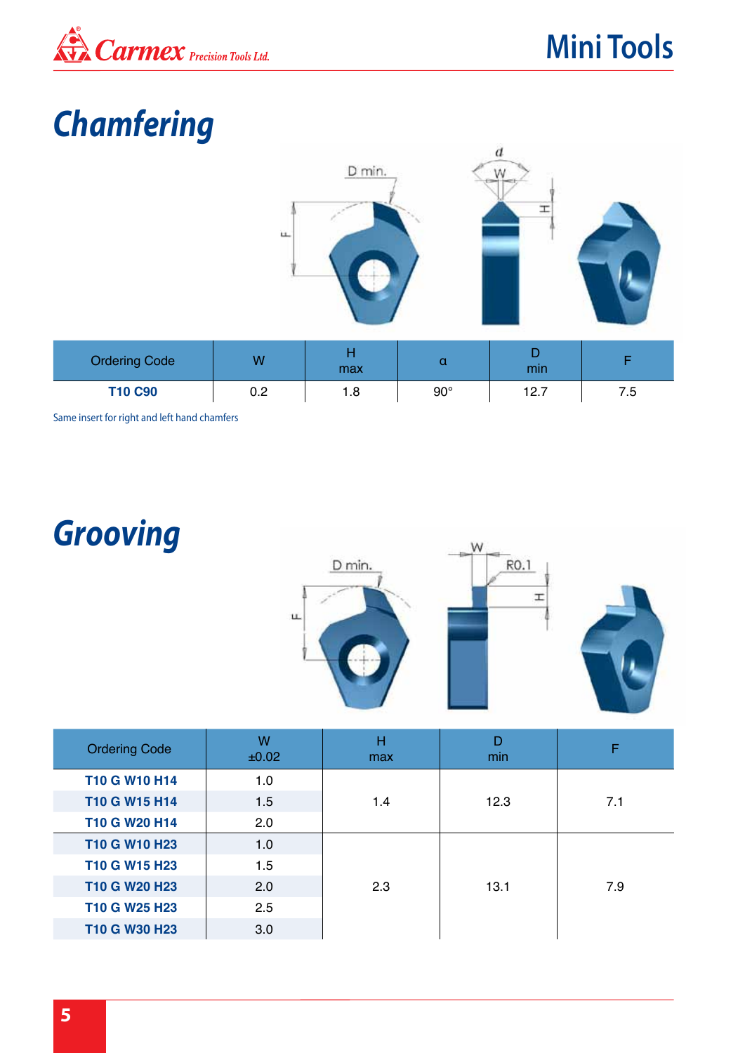# Chamfering

| Ordering Code | W | H max | α | D min | F |
|---|---|---|---|---|---|
| T10 C90 | 0.2 | 1.8 | 90° | 12.7 | 7.5 |

Same insert for right and left hand chamfers

# Grooving

| Ordering Code | W ±0.02 | H max | D min | F |
|---|---|---|---|---|
| T10 G W10 H14 | 1.0 | 1.4 | 12.3 | 7.1 |
| T10 G W15 H14 | 1.5 | | | |
| T10 G W20 H14 | 2.0 | | | |
| T10 G W10 H23 | 1.0 | 2.3 | 13.1 | 7.9 |
| T10 G W15 H23 | 1.5 | | | |
| T10 G W20 H23 | 2.0 | | | |
| T10 G W25 H23 | 2.5 | | | |
| T10 G W30 H23 | 3.0 | | | |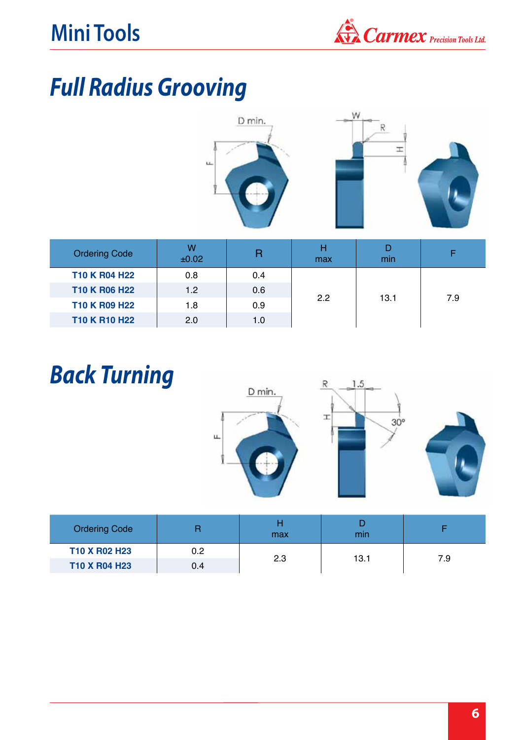## Full Radius Grooving

| Ordering Code | W ±0.02 | R | H max | D min | F |
|---|---|---|---|---|---|
| **T10 K R04 H22** | 0.8 | 0.4 | 2.2 | 13.1 | 7.9 |
| **T10 K R06 H22** | 1.2 | 0.6 | | | |
| **T10 K R09 H22** | 1.8 | 0.9 | | | |
| **T10 K R10 H22** | 2.0 | 1.0 | | | |

## Back Turning

| Ordering Code | R | H max | D min | F |
|---|---|---|---|---|
| **T10 X R02 H23** | 0.2 | 2.3 | 13.1 | 7.9 |
| **T10 X R04 H23** | 0.4 | | | |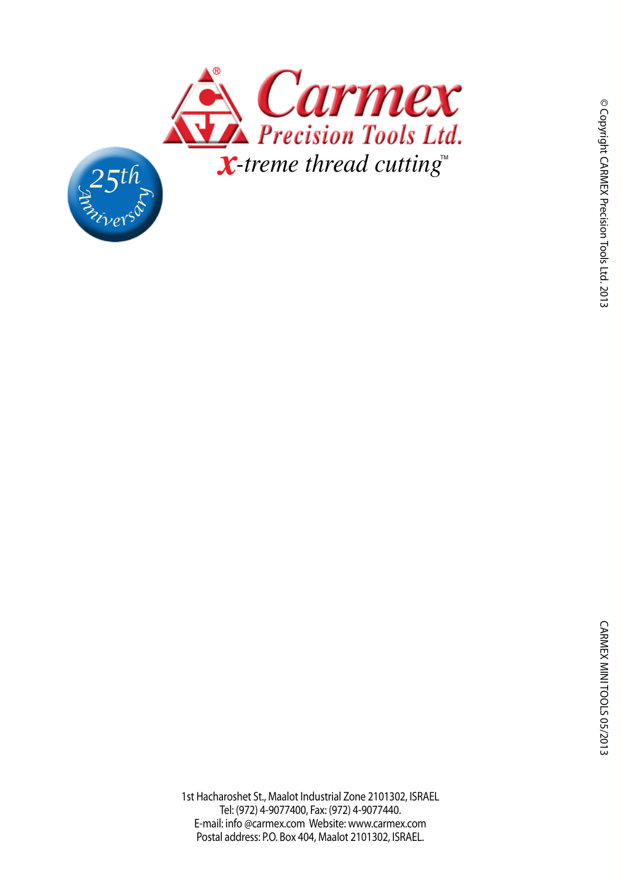Carmex®

Precision Tools Ltd.

*x-treme thread cutting*™

25th Anniversary

© Copyright CARMEX Precision Tools Ltd. 2013

CARMEX MINI TOOLS 05/2013

1st Hacharoshet St., Maalot Industrial Zone 2101302, ISRAEL
Tel: (972) 4-9077400, Fax: (972) 4-9077440.
E-mail: info @carmex.com Website: www.carmex.com
Postal address: P.O. Box 404, Maalot 2101302, ISRAEL.